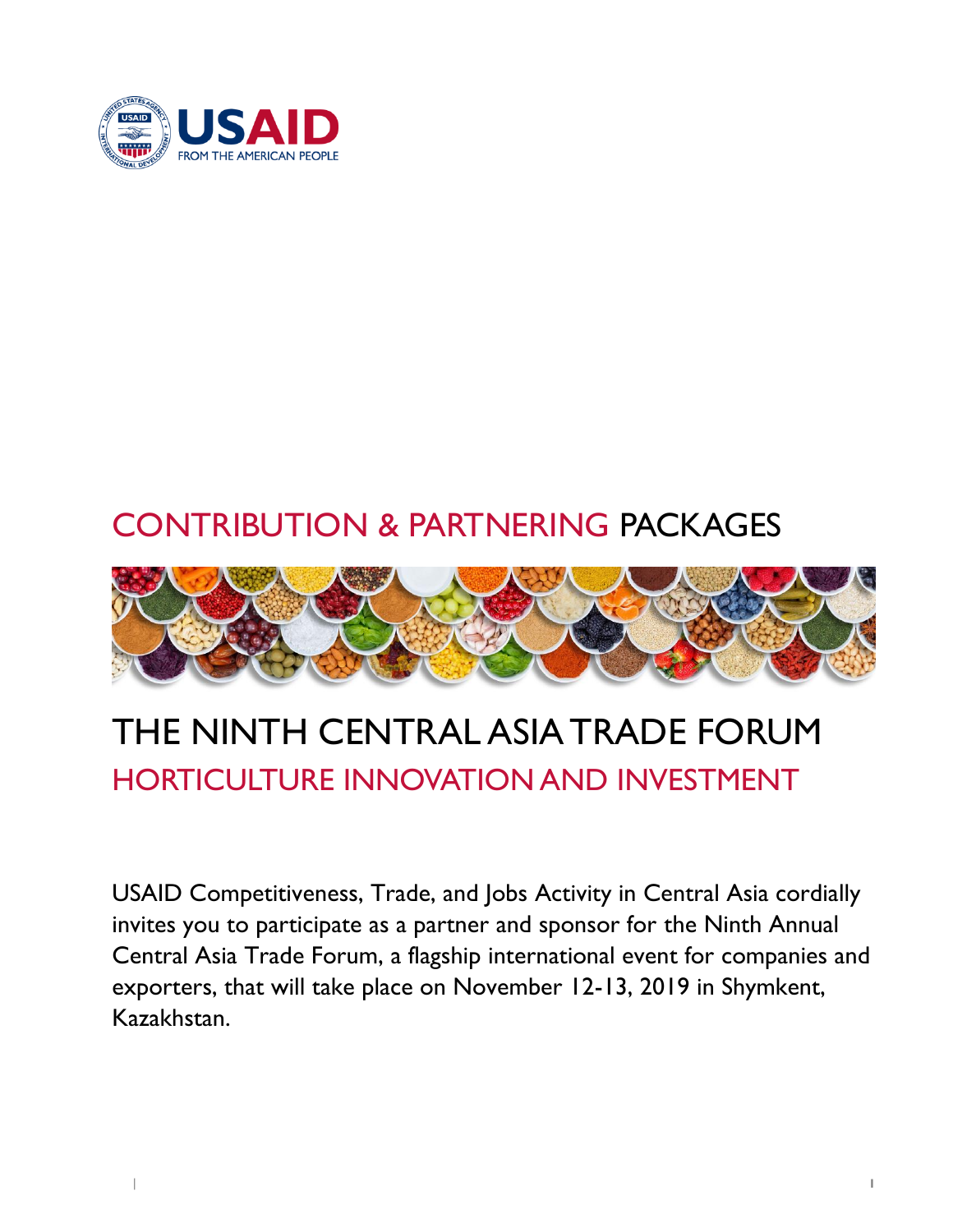# CONTRIBUTION & PARTNERING PACKAGES

# THE NINTH CENTRAL ASIA TRADE FORUM

## HORTICULTURE INNOVATION AND INVESTMENT

USAID Competitiveness, Trade, and Jobs Activity in Central Asia cordially invites you to participate as a partner and sponsor for the Ninth Annual Central Asia Trade Forum, a flagship international event for companies and exporters, that will take place on November 12-13, 2019 in Shymkent, Kazakhstan.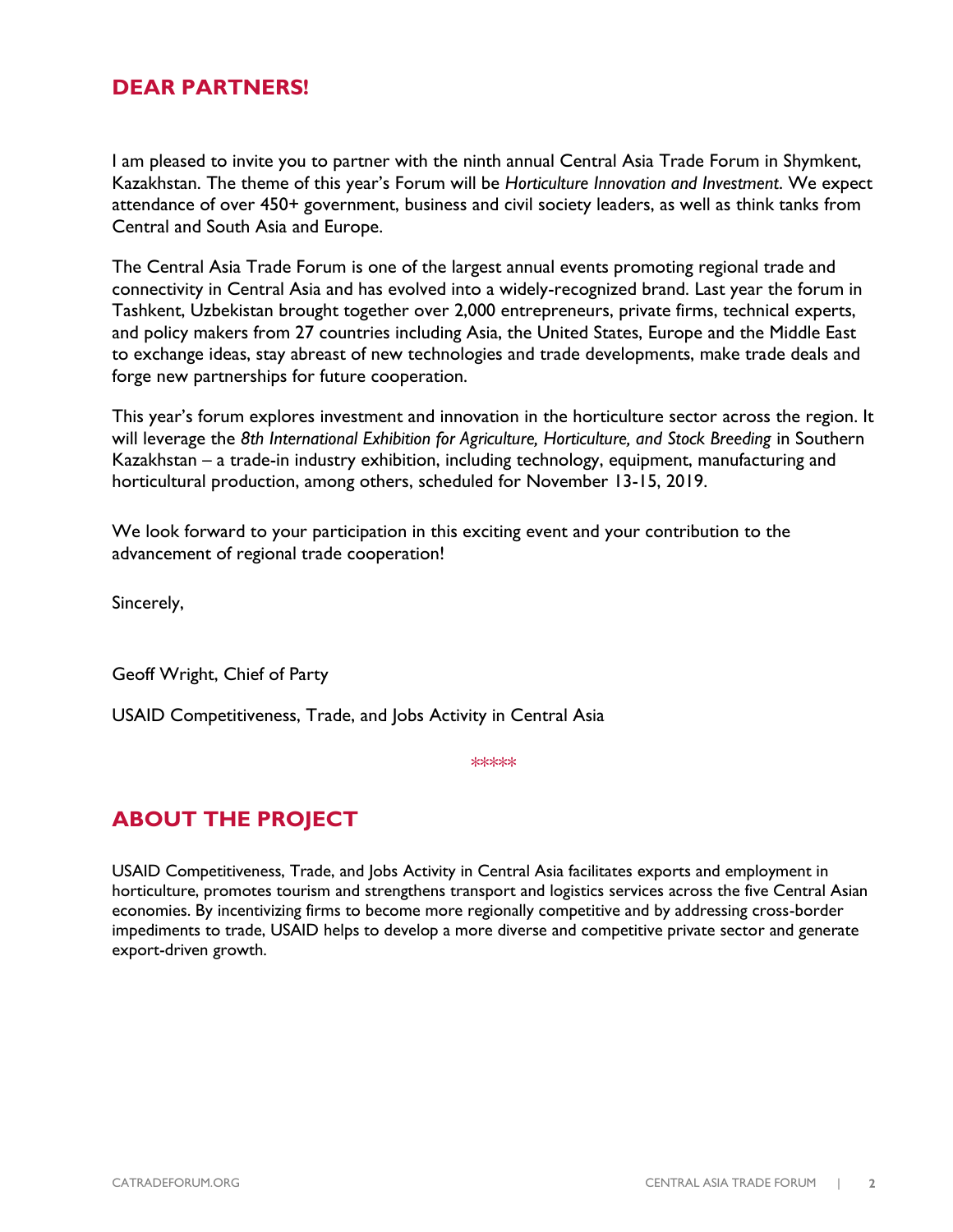## DEAR PARTNERS!

I am pleased to invite you to partner with the ninth annual Central Asia Trade Forum in Shymkent, Kazakhstan. The theme of this year's Forum will be *Horticulture Innovation and Investment*. We expect attendance of over 450+ government, business and civil society leaders, as well as think tanks from Central and South Asia and Europe.

The Central Asia Trade Forum is one of the largest annual events promoting regional trade and connectivity in Central Asia and has evolved into a widely-recognized brand. Last year the forum in Tashkent, Uzbekistan brought together over 2,000 entrepreneurs, private firms, technical experts, and policy makers from 27 countries including Asia, the United States, Europe and the Middle East to exchange ideas, stay abreast of new technologies and trade developments, make trade deals and forge new partnerships for future cooperation.

This year's forum explores investment and innovation in the horticulture sector across the region. It will leverage the *8th International Exhibition for Agriculture, Horticulture, and Stock Breeding* in Southern Kazakhstan – a trade-in industry exhibition, including technology, equipment, manufacturing and horticultural production, among others, scheduled for November 13-15, 2019.

We look forward to your participation in this exciting event and your contribution to the advancement of regional trade cooperation!

Sincerely,

Geoff Wright, Chief of Party

USAID Competitiveness, Trade, and Jobs Activity in Central Asia

*****

## ABOUT THE PROJECT

USAID Competitiveness, Trade, and Jobs Activity in Central Asia facilitates exports and employment in horticulture, promotes tourism and strengthens transport and logistics services across the five Central Asian economies. By incentivizing firms to become more regionally competitive and by addressing cross-border impediments to trade, USAID helps to develop a more diverse and competitive private sector and generate export-driven growth.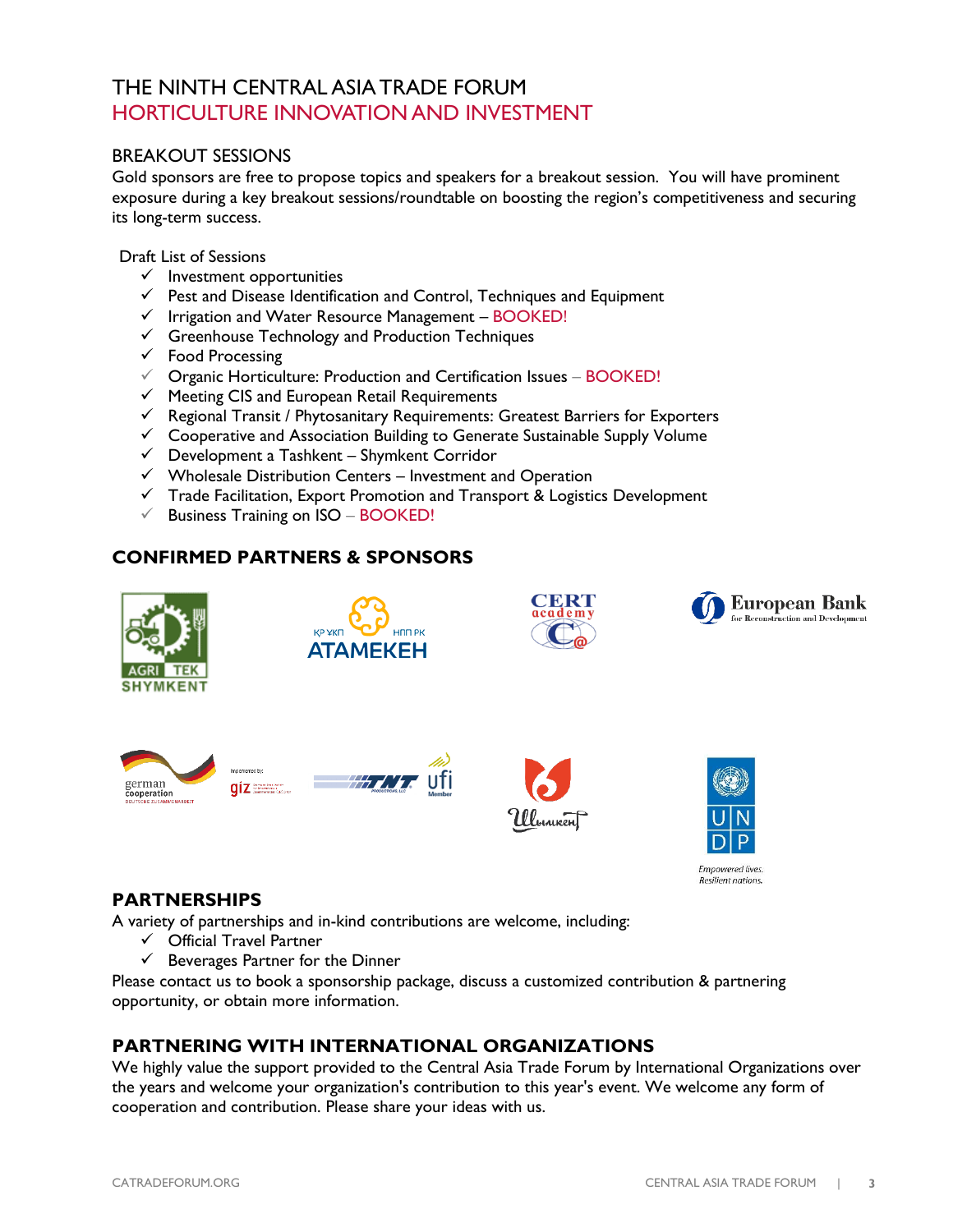# THE NINTH CENTRAL ASIA TRADE FORUM
## HORTICULTURE INNOVATION AND INVESTMENT

### BREAKOUT SESSIONS

Gold sponsors are free to propose topics and speakers for a breakout session. You will have prominent exposure during a key breakout sessions/roundtable on boosting the region's competitiveness and securing its long-term success.

Draft List of Sessions

- ✓ Investment opportunities
- ✓ Pest and Disease Identification and Control, Techniques and Equipment
- ✓ Irrigation and Water Resource Management – BOOKED!
- ✓ Greenhouse Technology and Production Techniques
- ✓ Food Processing
- ✓ Organic Horticulture: Production and Certification Issues – BOOKED!
- ✓ Meeting CIS and European Retail Requirements
- ✓ Regional Transit / Phytosanitary Requirements: Greatest Barriers for Exporters
- ✓ Cooperative and Association Building to Generate Sustainable Supply Volume
- ✓ Development a Tashkent – Shymkent Corridor
- ✓ Wholesale Distribution Centers – Investment and Operation
- ✓ Trade Facilitation, Export Promotion and Transport & Logistics Development
- ✓ Business Training on ISO – BOOKED!

### CONFIRMED PARTNERS & SPONSORS

AGRI TEK SHYMKENT

ҚР ҰКП НПП РК ATAMEKEH

CERT academy

European Bank for Reconstruction and Development

german cooperation DEUTSCHE ZUSAMMENARBEIT

Implemented by: giz

TNT PRODUCTIONS, LLC

ufi Member

Шымкент

UNDP Empowered lives. Resilient nations.

### PARTNERSHIPS

A variety of partnerships and in-kind contributions are welcome, including:

- ✓ Official Travel Partner
- ✓ Beverages Partner for the Dinner

Please contact us to book a sponsorship package, discuss a customized contribution & partnering opportunity, or obtain more information.

### PARTNERING WITH INTERNATIONAL ORGANIZATIONS

We highly value the support provided to the Central Asia Trade Forum by International Organizations over the years and welcome your organization's contribution to this year's event. We welcome any form of cooperation and contribution. Please share your ideas with us.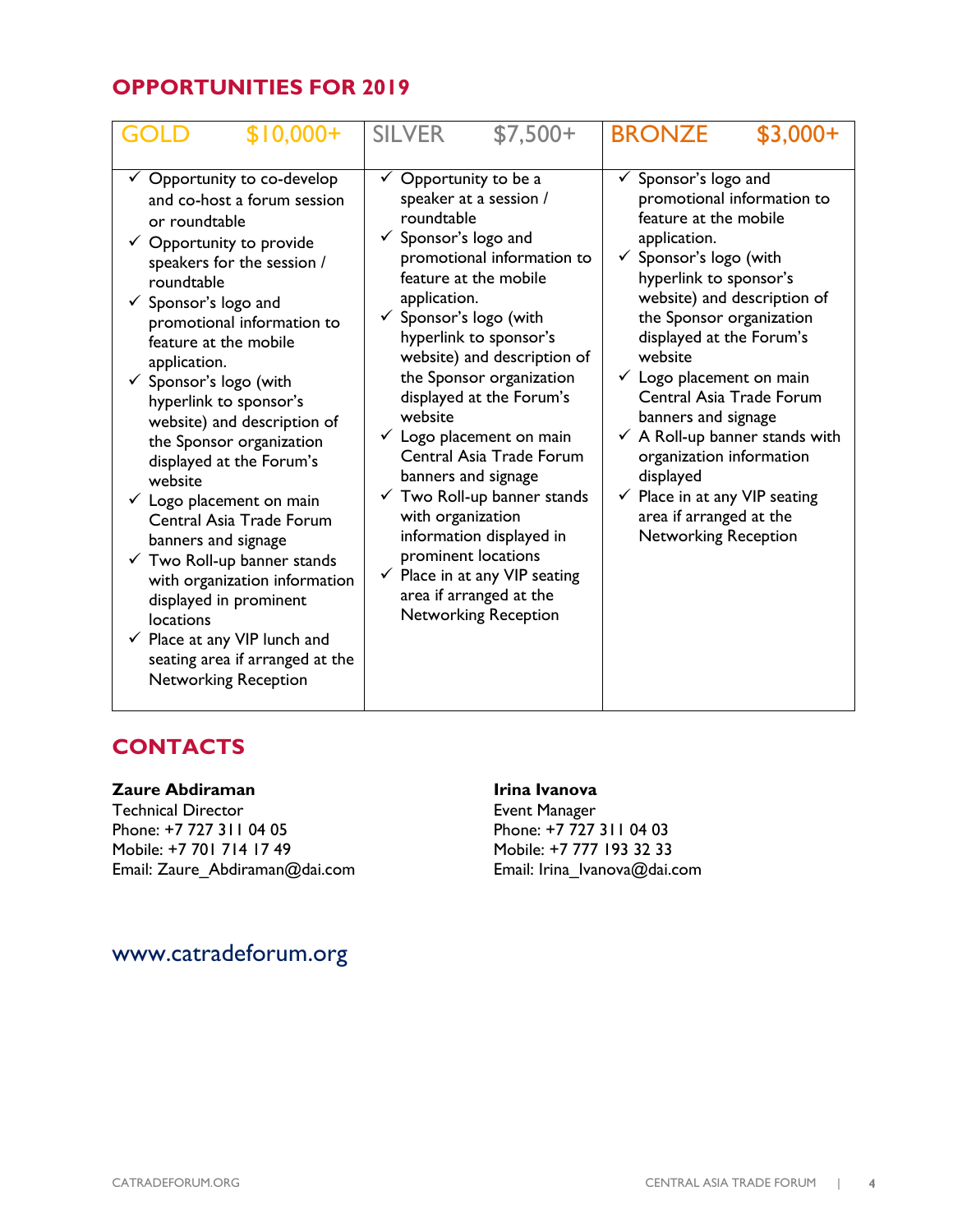## OPPORTUNITIES FOR 2019

| GOLD $10,000+ | SILVER $7,500+ | BRONZE $3,000+ |
|---|---|---|
| ✓ Opportunity to co-develop and co-host a forum session or roundtable<br>✓ Opportunity to provide speakers for the session / roundtable<br>✓ Sponsor's logo and promotional information to feature at the mobile application.<br>✓ Sponsor's logo (with hyperlink to sponsor's website) and description of the Sponsor organization displayed at the Forum's website<br>✓ Logo placement on main Central Asia Trade Forum banners and signage<br>✓ Two Roll-up banner stands with organization information displayed in prominent locations<br>✓ Place at any VIP lunch and seating area if arranged at the Networking Reception | ✓ Opportunity to be a speaker at a session / roundtable<br>✓ Sponsor's logo and promotional information to feature at the mobile application.<br>✓ Sponsor's logo (with hyperlink to sponsor's website) and description of the Sponsor organization displayed at the Forum's website<br>✓ Logo placement on main Central Asia Trade Forum banners and signage<br>✓ Two Roll-up banner stands with organization information displayed in prominent locations<br>✓ Place in at any VIP seating area if arranged at the Networking Reception | ✓ Sponsor's logo and promotional information to feature at the mobile application.<br>✓ Sponsor's logo (with hyperlink to sponsor's website) and description of the Sponsor organization displayed at the Forum's website<br>✓ Logo placement on main Central Asia Trade Forum banners and signage<br>✓ A Roll-up banner stands with organization information displayed<br>✓ Place in at any VIP seating area if arranged at the Networking Reception |

## CONTACTS

**Zaure Abdiraman**
Technical Director
Phone: +7 727 311 04 05
Mobile: +7 701 714 17 49
Email: Zaure_Abdiraman@dai.com

**Irina Ivanova**
Event Manager
Phone: +7 727 311 04 03
Mobile: +7 777 193 32 33
Email: Irina_Ivanova@dai.com

www.catradeforum.org